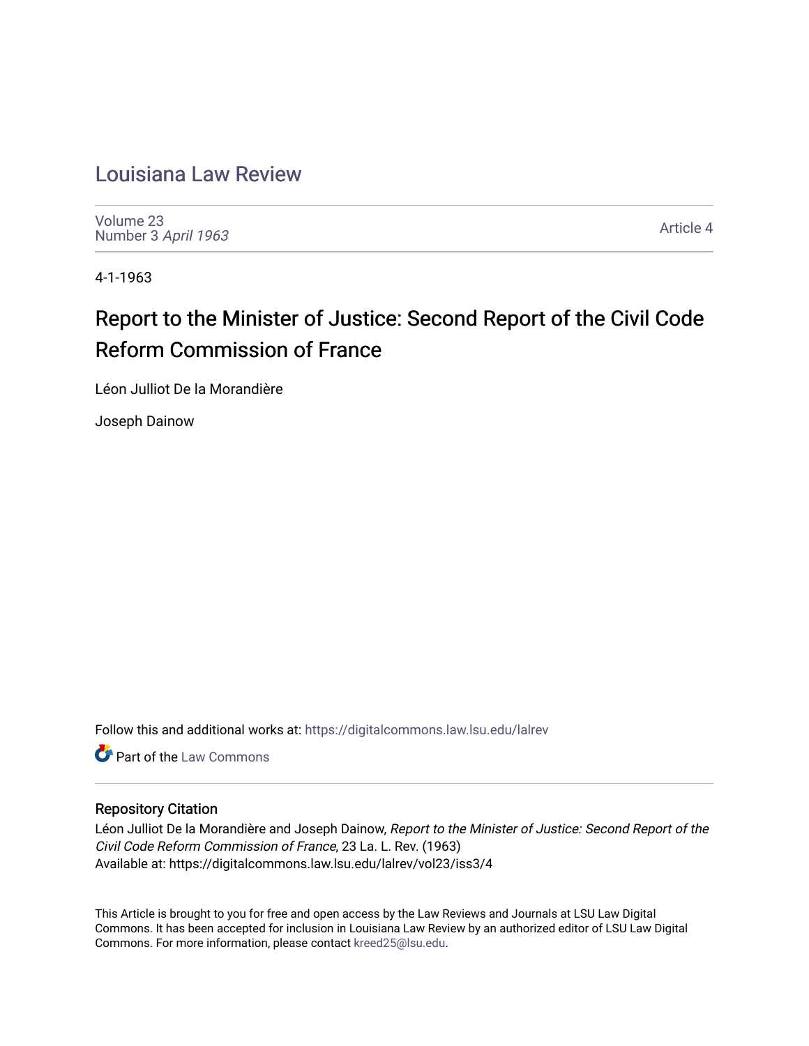# Louisiana Law Review

Volume 23
Number 3 *April 1963*

Article 4

4-1-1963

## Report to the Minister of Justice: Second Report of the Civil Code Reform Commission of France

Léon Julliot De la Morandière

Joseph Dainow

Follow this and additional works at: https://digitalcommons.law.lsu.edu/lalrev

Part of the Law Commons

### Repository Citation

Léon Julliot De la Morandière and Joseph Dainow, *Report to the Minister of Justice: Second Report of the Civil Code Reform Commission of France*, 23 La. L. Rev. (1963)
Available at: https://digitalcommons.law.lsu.edu/lalrev/vol23/iss3/4

This Article is brought to you for free and open access by the Law Reviews and Journals at LSU Law Digital Commons. It has been accepted for inclusion in Louisiana Law Review by an authorized editor of LSU Law Digital Commons. For more information, please contact kreed25@lsu.edu.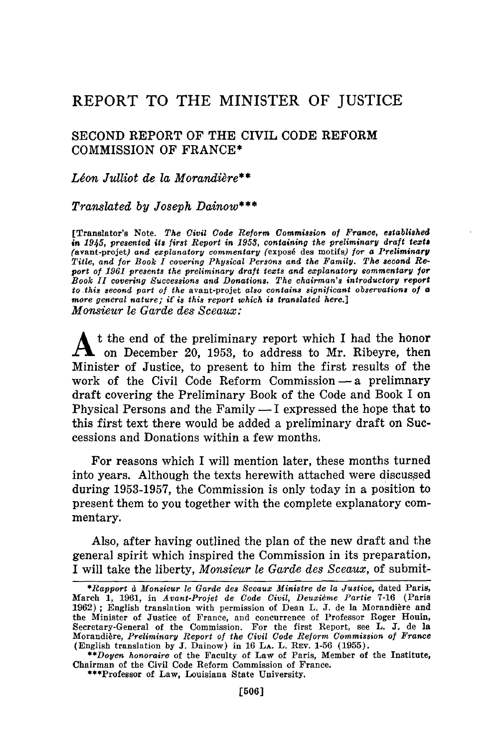# REPORT TO THE MINISTER OF JUSTICE

## SECOND REPORT OF THE CIVIL CODE REFORM COMMISSION OF FRANCE*

*Léon Julliot de la Morandière***

*Translated by Joseph Dainow****

[Translator's Note. *The Civil Code Reform Commission of France, established in 1945, presented its first Report in 1953, containing the preliminary draft texts (*avant-projet*) and explanatory commentary (*exposé des motifs*) for a Preliminary Title, and for Book I covering Physical Persons and the Family. The second Report of 1961 presents the preliminary draft texts and explanatory commentary for Book II covering Successions and Donations. The chairman's introductory report to this second part of the* avant-projet *also contains significant observations of a more general nature; it is this report which is translated here.*]

*Monsieur le Garde des Sceaux:*

At the end of the preliminary report which I had the honor on December 20, 1953, to address to Mr. Ribeyre, then Minister of Justice, to present to him the first results of the work of the Civil Code Reform Commission — a prelimnary draft covering the Preliminary Book of the Code and Book I on Physical Persons and the Family — I expressed the hope that to this first text there would be added a preliminary draft on Successions and Donations within a few months.

For reasons which I will mention later, these months turned into years. Although the texts herewith attached were discussed during 1953-1957, the Commission is only today in a position to present them to you together with the complete explanatory commentary.

Also, after having outlined the plan of the new draft and the general spirit which inspired the Commission in its preparation, I will take the liberty, *Monsieur le Garde des Sceaux*, of submit-

---

**Rapport à Monsieur le Garde des Sceaux Ministre de la Justice*, dated Paris, March 1, 1961, in *Avant-Projet de Code Civil, Deuxième Partie* 7-16 (Paris 1962); English translation with permission of Dean L. J. de la Morandière and the Minister of Justice of France, and concurrence of Professor Roger Houin, Secretary-General of the Commission. For the first Report, see L. J. de la Morandière, *Preliminary Report of the Civil Code Reform Commission of France* (English translation by J. Dainow) in 16 LA. L. REV. 1-56 (1955).

***Doyen honoraire* of the Faculty of Law of Paris, Member of the Institute, Chairman of the Civil Code Reform Commission of France.

***Professor of Law, Louisiana State University.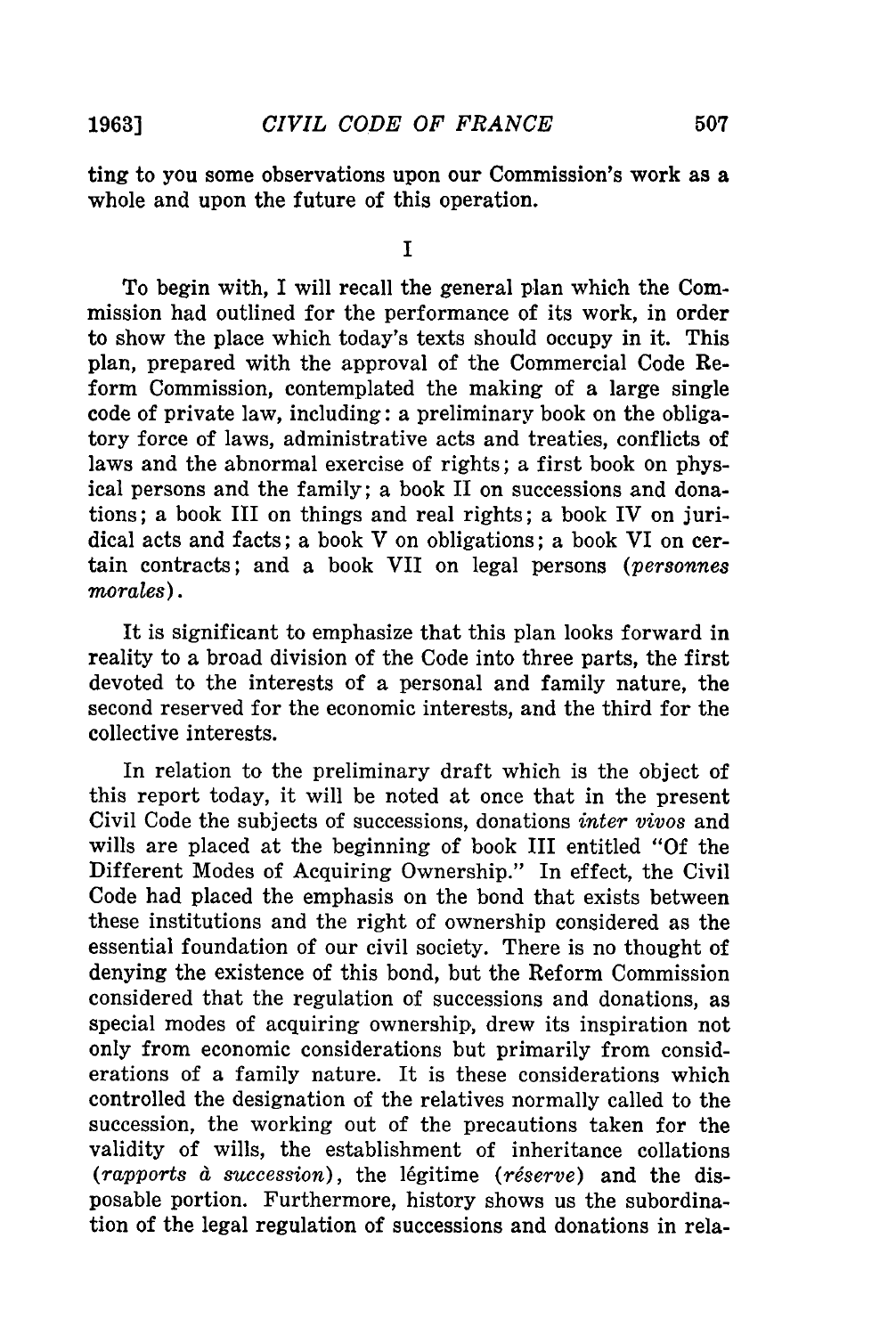ting to you some observations upon our Commission's work as a whole and upon the future of this operation.

I

To begin with, I will recall the general plan which the Commission had outlined for the performance of its work, in order to show the place which today's texts should occupy in it. This plan, prepared with the approval of the Commercial Code Reform Commission, contemplated the making of a large single code of private law, including: a preliminary book on the obligatory force of laws, administrative acts and treaties, conflicts of laws and the abnormal exercise of rights; a first book on physical persons and the family; a book II on successions and donations; a book III on things and real rights; a book IV on juridical acts and facts; a book V on obligations; a book VI on certain contracts; and a book VII on legal persons (*personnes morales*).

It is significant to emphasize that this plan looks forward in reality to a broad division of the Code into three parts, the first devoted to the interests of a personal and family nature, the second reserved for the economic interests, and the third for the collective interests.

In relation to the preliminary draft which is the object of this report today, it will be noted at once that in the present Civil Code the subjects of successions, donations *inter vivos* and wills are placed at the beginning of book III entitled "Of the Different Modes of Acquiring Ownership." In effect, the Civil Code had placed the emphasis on the bond that exists between these institutions and the right of ownership considered as the essential foundation of our civil society. There is no thought of denying the existence of this bond, but the Reform Commission considered that the regulation of successions and donations, as special modes of acquiring ownership, drew its inspiration not only from economic considerations but primarily from considerations of a family nature. It is these considerations which controlled the designation of the relatives normally called to the succession, the working out of the precautions taken for the validity of wills, the establishment of inheritance collations (*rapports à succession*), the légitime (*réserve*) and the disposable portion. Furthermore, history shows us the subordination of the legal regulation of successions and donations in rela-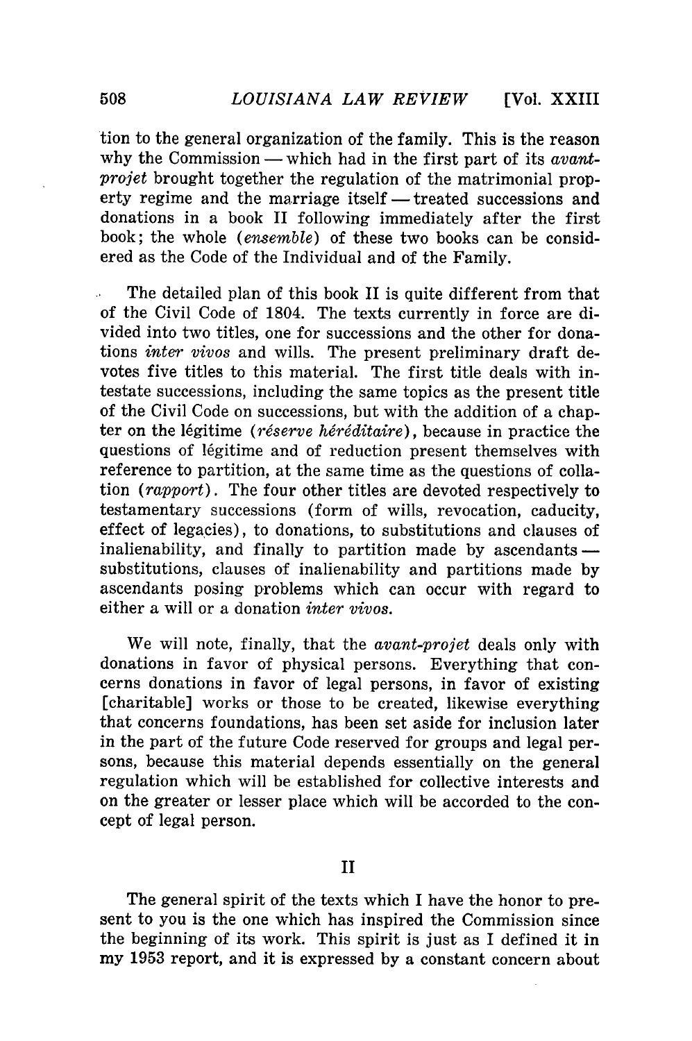tion to the general organization of the family. This is the reason why the Commission — which had in the first part of its *avant-projet* brought together the regulation of the matrimonial property regime and the marriage itself — treated successions and donations in a book II following immediately after the first book; the whole (*ensemble*) of these two books can be considered as the Code of the Individual and of the Family.

The detailed plan of this book II is quite different from that of the Civil Code of 1804. The texts currently in force are divided into two titles, one for successions and the other for donations *inter vivos* and wills. The present preliminary draft devotes five titles to this material. The first title deals with intestate successions, including the same topics as the present title of the Civil Code on successions, but with the addition of a chapter on the légitime (*réserve héréditaire*), because in practice the questions of légitime and of reduction present themselves with reference to partition, at the same time as the questions of collation (*rapport*). The four other titles are devoted respectively to testamentary successions (form of wills, revocation, caducity, effect of legacies), to donations, to substitutions and clauses of inalienability, and finally to partition made by ascendants — substitutions, clauses of inalienability and partitions made by ascendants posing problems which can occur with regard to either a will or a donation *inter vivos*.

We will note, finally, that the *avant-projet* deals only with donations in favor of physical persons. Everything that concerns donations in favor of legal persons, in favor of existing [charitable] works or those to be created, likewise everything that concerns foundations, has been set aside for inclusion later in the part of the future Code reserved for groups and legal persons, because this material depends essentially on the general regulation which will be established for collective interests and on the greater or lesser place which will be accorded to the concept of legal person.

## II

The general spirit of the texts which I have the honor to present to you is the one which has inspired the Commission since the beginning of its work. This spirit is just as I defined it in my 1953 report, and it is expressed by a constant concern about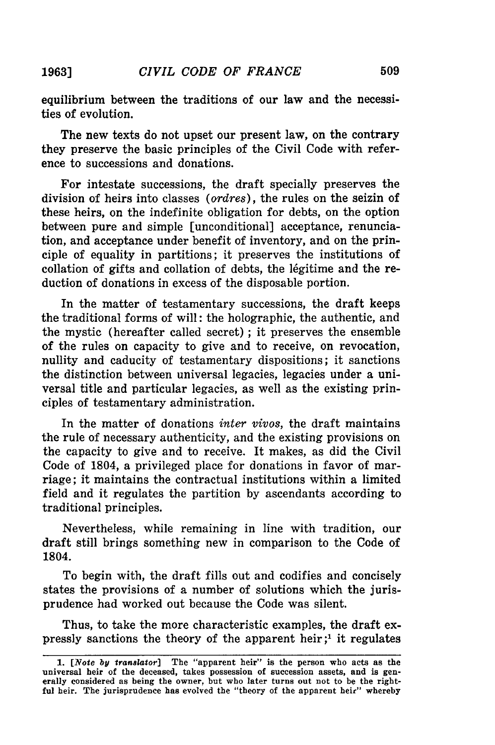equilibrium between the traditions of our law and the necessities of evolution.

The new texts do not upset our present law, on the contrary they preserve the basic principles of the Civil Code with reference to successions and donations.

For intestate successions, the draft specially preserves the division of heirs into classes (*ordres*), the rules on the seizin of these heirs, on the indefinite obligation for debts, on the option between pure and simple [unconditional] acceptance, renunciation, and acceptance under benefit of inventory, and on the principle of equality in partitions; it preserves the institutions of collation of gifts and collation of debts, the légitime and the reduction of donations in excess of the disposable portion.

In the matter of testamentary successions, the draft keeps the traditional forms of will: the holographic, the authentic, and the mystic (hereafter called secret); it preserves the ensemble of the rules on capacity to give and to receive, on revocation, nullity and caducity of testamentary dispositions; it sanctions the distinction between universal legacies, legacies under a universal title and particular legacies, as well as the existing principles of testamentary administration.

In the matter of donations *inter vivos*, the draft maintains the rule of necessary authenticity, and the existing provisions on the capacity to give and to receive. It makes, as did the Civil Code of 1804, a privileged place for donations in favor of marriage; it maintains the contractual institutions within a limited field and it regulates the partition by ascendants according to traditional principles.

Nevertheless, while remaining in line with tradition, our draft still brings something new in comparison to the Code of 1804.

To begin with, the draft fills out and codifies and concisely states the provisions of a number of solutions which the jurisprudence had worked out because the Code was silent.

Thus, to take the more characteristic examples, the draft expressly sanctions the theory of the apparent heir;[1] it regulates

---

1. [*Note by translator*] The "apparent heir" is the person who acts as the universal heir of the deceased, takes possession of succession assets, and is generally considered as being the owner, but who later turns out not to be the rightful heir. The jurisprudence has evolved the "theory of the apparent heir" whereby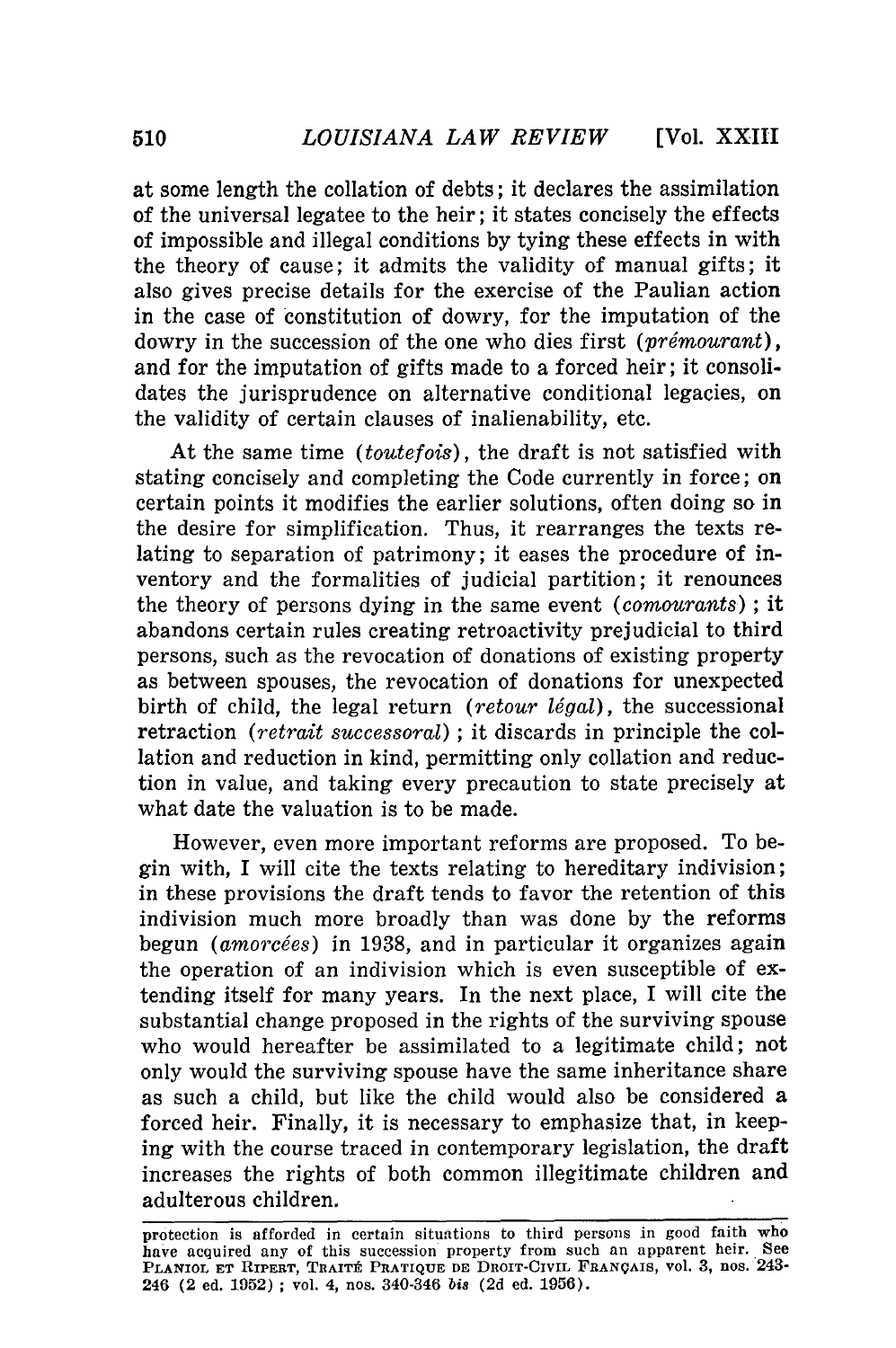at some length the collation of debts; it declares the assimilation of the universal legatee to the heir; it states concisely the effects of impossible and illegal conditions by tying these effects in with the theory of cause; it admits the validity of manual gifts; it also gives precise details for the exercise of the Paulian action in the case of constitution of dowry, for the imputation of the dowry in the succession of the one who dies first (*prémourant*), and for the imputation of gifts made to a forced heir; it consolidates the jurisprudence on alternative conditional legacies, on the validity of certain clauses of inalienability, etc.

At the same time (*toutefois*), the draft is not satisfied with stating concisely and completing the Code currently in force; on certain points it modifies the earlier solutions, often doing so in the desire for simplification. Thus, it rearranges the texts relating to separation of patrimony; it eases the procedure of inventory and the formalities of judicial partition; it renounces the theory of persons dying in the same event (*comourants*); it abandons certain rules creating retroactivity prejudicial to third persons, such as the revocation of donations of existing property as between spouses, the revocation of donations for unexpected birth of child, the legal return (*retour légal*), the successional retraction (*retrait successoral*); it discards in principle the collation and reduction in kind, permitting only collation and reduction in value, and taking every precaution to state precisely at what date the valuation is to be made.

However, even more important reforms are proposed. To begin with, I will cite the texts relating to hereditary indivision; in these provisions the draft tends to favor the retention of this indivision much more broadly than was done by the reforms begun (*amorcées*) in 1938, and in particular it organizes again the operation of an indivision which is even susceptible of extending itself for many years. In the next place, I will cite the substantial change proposed in the rights of the surviving spouse who would hereafter be assimilated to a legitimate child; not only would the surviving spouse have the same inheritance share as such a child, but like the child would also be considered a forced heir. Finally, it is necessary to emphasize that, in keeping with the course traced in contemporary legislation, the draft increases the rights of both common illegitimate children and adulterous children.

---

protection is afforded in certain situations to third persons in good faith who have acquired any of this succession property from such an apparent heir. See PLANIOL ET RIPERT, TRAITÉ PRATIQUE DE DROIT-CIVIL FRANÇAIS, vol. 3, nos. 243-246 (2 ed. 1952); vol. 4, nos. 340-346 *bis* (2d ed. 1956).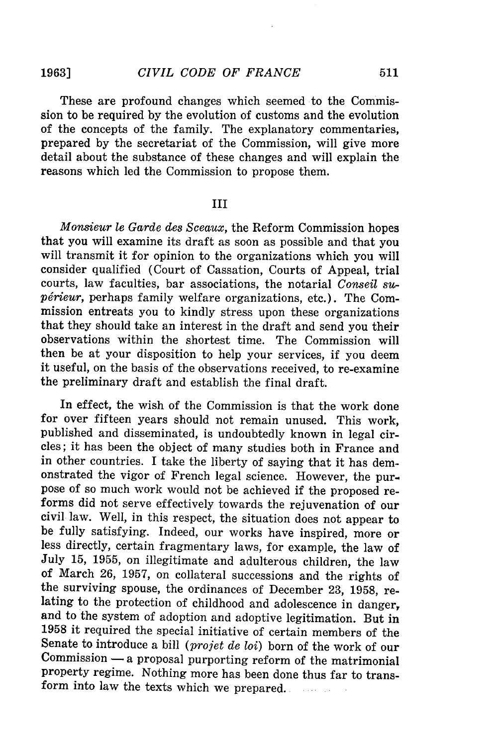These are profound changes which seemed to the Commission to be required by the evolution of customs and the evolution of the concepts of the family. The explanatory commentaries, prepared by the secretariat of the Commission, will give more detail about the substance of these changes and will explain the reasons which led the Commission to propose them.

III

*Monsieur le Garde des Sceaux*, the Reform Commission hopes that you will examine its draft as soon as possible and that you will transmit it for opinion to the organizations which you will consider qualified (Court of Cassation, Courts of Appeal, trial courts, law faculties, bar associations, the notarial *Conseil supérieur*, perhaps family welfare organizations, etc.). The Commission entreats you to kindly stress upon these organizations that they should take an interest in the draft and send you their observations within the shortest time. The Commission will then be at your disposition to help your services, if you deem it useful, on the basis of the observations received, to re-examine the preliminary draft and establish the final draft.

In effect, the wish of the Commission is that the work done for over fifteen years should not remain unused. This work, published and disseminated, is undoubtedly known in legal circles; it has been the object of many studies both in France and in other countries. I take the liberty of saying that it has demonstrated the vigor of French legal science. However, the purpose of so much work would not be achieved if the proposed reforms did not serve effectively towards the rejuvenation of our civil law. Well, in this respect, the situation does not appear to be fully satisfying. Indeed, our works have inspired, more or less directly, certain fragmentary laws, for example, the law of July 15, 1955, on illegitimate and adulterous children, the law of March 26, 1957, on collateral successions and the rights of the surviving spouse, the ordinances of December 23, 1958, relating to the protection of childhood and adolescence in danger, and to the system of adoption and adoptive legitimation. But in 1958 it required the special initiative of certain members of the Senate to introduce a bill (*projet de loi*) born of the work of our Commission — a proposal purporting reform of the matrimonial property regime. Nothing more has been done thus far to transform into law the texts which we prepared.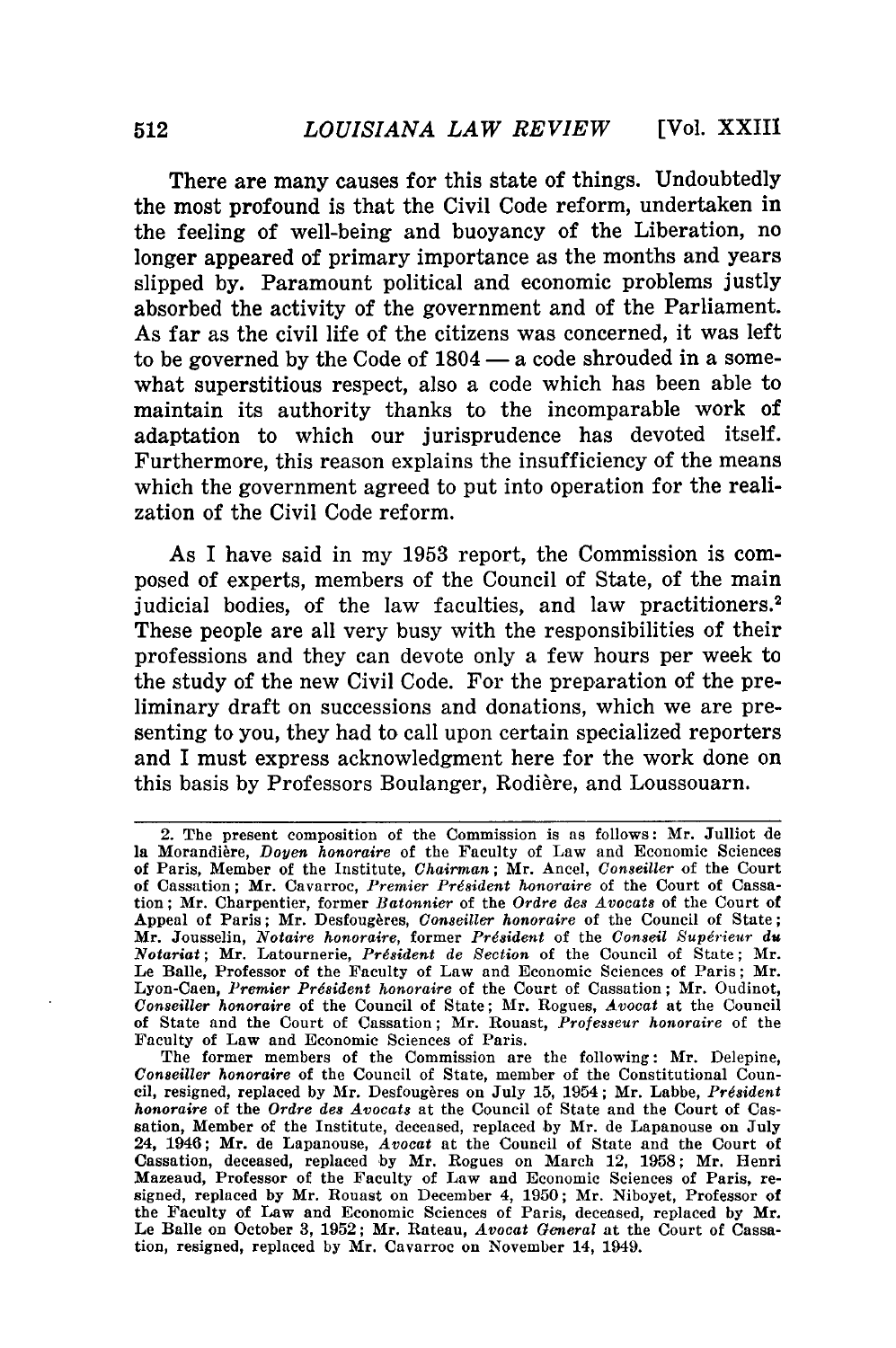There are many causes for this state of things. Undoubtedly the most profound is that the Civil Code reform, undertaken in the feeling of well-being and buoyancy of the Liberation, no longer appeared of primary importance as the months and years slipped by. Paramount political and economic problems justly absorbed the activity of the government and of the Parliament. As far as the civil life of the citizens was concerned, it was left to be governed by the Code of 1804 — a code shrouded in a somewhat superstitious respect, also a code which has been able to maintain its authority thanks to the incomparable work of adaptation to which our jurisprudence has devoted itself. Furthermore, this reason explains the insufficiency of the means which the government agreed to put into operation for the realization of the Civil Code reform.

As I have said in my 1953 report, the Commission is composed of experts, members of the Council of State, of the main judicial bodies, of the law faculties, and law practitioners.[2] These people are all very busy with the responsibilities of their professions and they can devote only a few hours per week to the study of the new Civil Code. For the preparation of the preliminary draft on successions and donations, which we are presenting to you, they had to call upon certain specialized reporters and I must express acknowledgment here for the work done on this basis by Professors Boulanger, Rodière, and Loussouarn.

---

2. The present composition of the Commission is as follows: Mr. Julliot de la Morandière, *Doyen honoraire* of the Faculty of Law and Economic Sciences of Paris, Member of the Institute, *Chairman*; Mr. Ancel, *Conseiller* of the Court of Cassation; Mr. Cavarroc, *Premier Président honoraire* of the Court of Cassation; Mr. Charpentier, former *Batonnier* of the *Ordre des Avocats* of the Court of Appeal of Paris; Mr. Desfougères, *Conseiller honoraire* of the Council of State; Mr. Jousselin, *Notaire honoraire*, former *Président* of the *Conseil Supérieur du Notariat*; Mr. Latournerie, *Président de Section* of the Council of State; Mr. Le Balle, Professor of the Faculty of Law and Economic Sciences of Paris; Mr. Lyon-Caen, *Premier Président honoraire* of the Court of Cassation; Mr. Oudinot, *Conseiller honoraire* of the Council of State; Mr. Rogues, *Avocat* at the Council of State and the Court of Cassation; Mr. Rouast, *Professeur honoraire* of the Faculty of Law and Economic Sciences of Paris.

The former members of the Commission are the following: Mr. Delepine, *Conseiller honoraire* of the Council of State, member of the Constitutional Council, resigned, replaced by Mr. Desfougères on July 15, 1954; Mr. Labbe, *Président honoraire* of the *Ordre des Avocats* at the Council of State and the Court of Cassation, Member of the Institute, deceased, replaced by Mr. de Lapanouse on July 24, 1946; Mr. de Lapanouse, *Avocat* at the Council of State and the Court of Cassation, deceased, replaced by Mr. Rogues on March 12, 1958; Mr. Henri Mazeaud, Professor of the Faculty of Law and Economic Sciences of Paris, resigned, replaced by Mr. Rouast on December 4, 1950; Mr. Niboyet, Professor of the Faculty of Law and Economic Sciences of Paris, deceased, replaced by Mr. Le Balle on October 3, 1952; Mr. Rateau, *Avocat General* at the Court of Cassation, resigned, replaced by Mr. Cavarroc on November 14, 1949.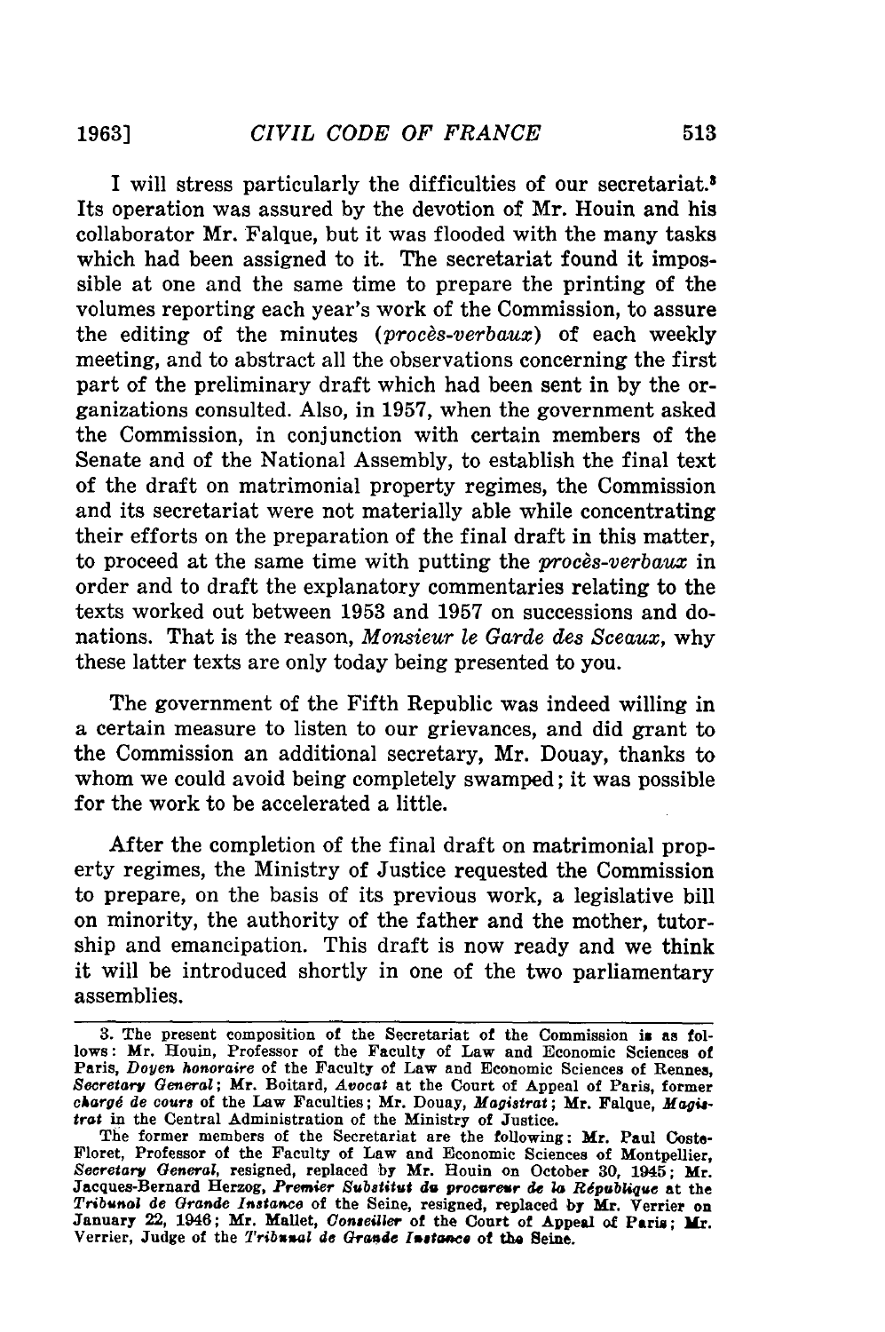I will stress particularly the difficulties of our secretariat.[3] Its operation was assured by the devotion of Mr. Houin and his collaborator Mr. Falque, but it was flooded with the many tasks which had been assigned to it. The secretariat found it impossible at one and the same time to prepare the printing of the volumes reporting each year's work of the Commission, to assure the editing of the minutes (*procès-verbaux*) of each weekly meeting, and to abstract all the observations concerning the first part of the preliminary draft which had been sent in by the organizations consulted. Also, in 1957, when the government asked the Commission, in conjunction with certain members of the Senate and of the National Assembly, to establish the final text of the draft on matrimonial property regimes, the Commission and its secretariat were not materially able while concentrating their efforts on the preparation of the final draft in this matter, to proceed at the same time with putting the *procès-verbaux* in order and to draft the explanatory commentaries relating to the texts worked out between 1953 and 1957 on successions and donations. That is the reason, *Monsieur le Garde des Sceaux*, why these latter texts are only today being presented to you.

The government of the Fifth Republic was indeed willing in a certain measure to listen to our grievances, and did grant to the Commission an additional secretary, Mr. Douay, thanks to whom we could avoid being completely swamped; it was possible for the work to be accelerated a little.

After the completion of the final draft on matrimonial property regimes, the Ministry of Justice requested the Commission to prepare, on the basis of its previous work, a legislative bill on minority, the authority of the father and the mother, tutorship and emancipation. This draft is now ready and we think it will be introduced shortly in one of the two parliamentary assemblies.

---

3. The present composition of the Secretariat of the Commission is as follows: Mr. Houin, Professor of the Faculty of Law and Economic Sciences of Paris, *Doyen honoraire* of the Faculty of Law and Economic Sciences of Rennes, *Secretary General*; Mr. Boitard, *Avocat* at the Court of Appeal of Paris, former *chargé de cours* of the Law Faculties; Mr. Douay, *Magistrat*; Mr. Falque, *Magistrat* in the Central Administration of the Ministry of Justice.

The former members of the Secretariat are the following: Mr. Paul Coste-Floret, Professor of the Faculty of Law and Economic Sciences of Montpellier, *Secretary General*, resigned, replaced by Mr. Houin on October 30, 1945; Mr. Jacques-Bernard Herzog, *Premier Substitut du procureur de la République* at the *Tribunal de Grande Instance* of the Seine, resigned, replaced by Mr. Verrier on January 22, 1946; Mr. Mallet, *Conseiller* of the Court of Appeal of Paris; Mr. Verrier, Judge of the *Tribunal de Grande Instance* of the Seine.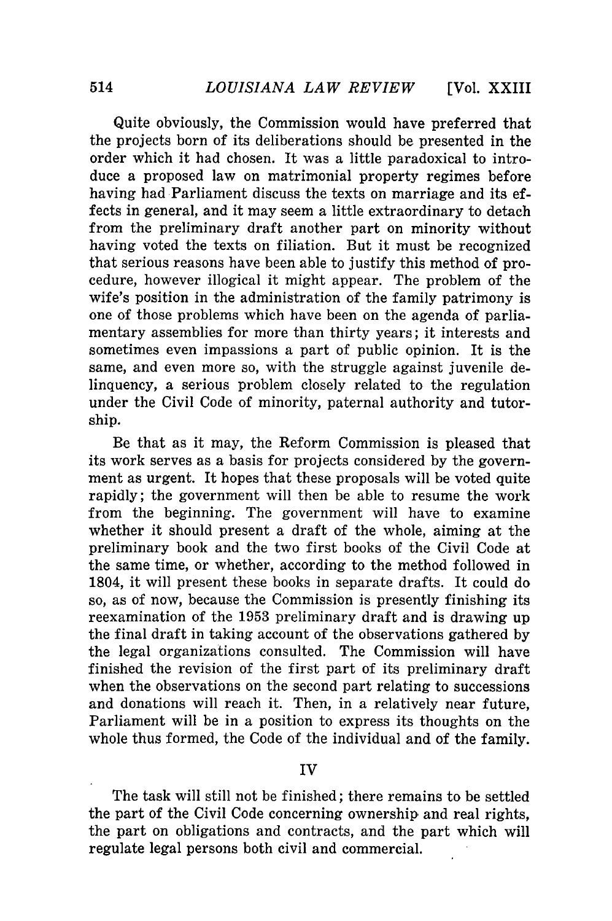Quite obviously, the Commission would have preferred that the projects born of its deliberations should be presented in the order which it had chosen. It was a little paradoxical to introduce a proposed law on matrimonial property regimes before having had Parliament discuss the texts on marriage and its effects in general, and it may seem a little extraordinary to detach from the preliminary draft another part on minority without having voted the texts on filiation. But it must be recognized that serious reasons have been able to justify this method of procedure, however illogical it might appear. The problem of the wife's position in the administration of the family patrimony is one of those problems which have been on the agenda of parliamentary assemblies for more than thirty years; it interests and sometimes even impassions a part of public opinion. It is the same, and even more so, with the struggle against juvenile delinquency, a serious problem closely related to the regulation under the Civil Code of minority, paternal authority and tutorship.

Be that as it may, the Reform Commission is pleased that its work serves as a basis for projects considered by the government as urgent. It hopes that these proposals will be voted quite rapidly; the government will then be able to resume the work from the beginning. The government will have to examine whether it should present a draft of the whole, aiming at the preliminary book and the two first books of the Civil Code at the same time, or whether, according to the method followed in 1804, it will present these books in separate drafts. It could do so, as of now, because the Commission is presently finishing its reexamination of the 1953 preliminary draft and is drawing up the final draft in taking account of the observations gathered by the legal organizations consulted. The Commission will have finished the revision of the first part of its preliminary draft when the observations on the second part relating to successions and donations will reach it. Then, in a relatively near future, Parliament will be in a position to express its thoughts on the whole thus formed, the Code of the individual and of the family.

## IV

The task will still not be finished; there remains to be settled the part of the Civil Code concerning ownership and real rights, the part on obligations and contracts, and the part which will regulate legal persons both civil and commercial.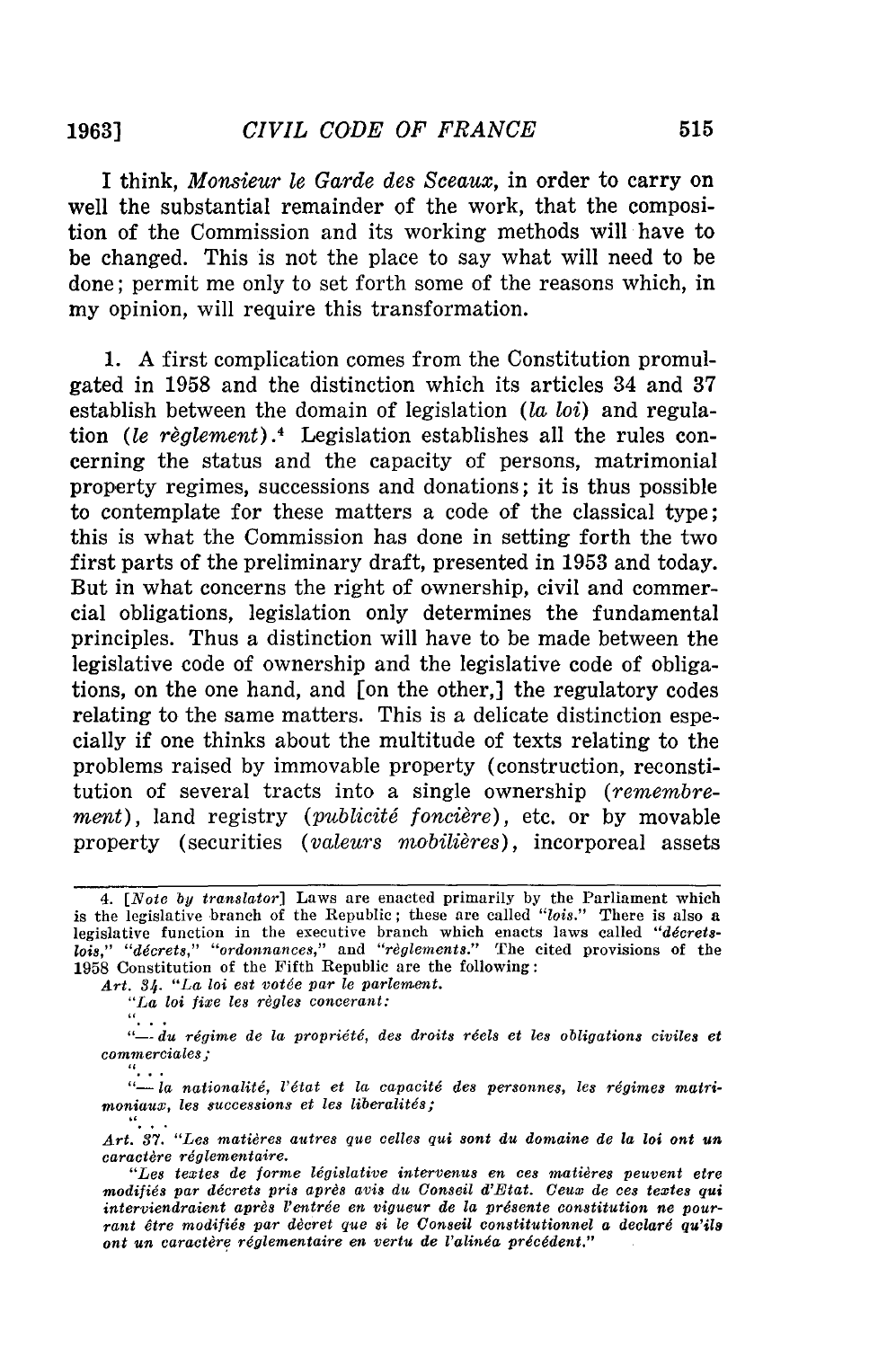I think, *Monsieur le Garde des Sceaux*, in order to carry on well the substantial remainder of the work, that the composition of the Commission and its working methods will have to be changed. This is not the place to say what will need to be done; permit me only to set forth some of the reasons which, in my opinion, will require this transformation.

1. A first complication comes from the Constitution promulgated in 1958 and the distinction which its articles 34 and 37 establish between the domain of legislation (*la loi*) and regulation (*le règlement*).[4] Legislation establishes all the rules concerning the status and the capacity of persons, matrimonial property regimes, successions and donations; it is thus possible to contemplate for these matters a code of the classical type; this is what the Commission has done in setting forth the two first parts of the preliminary draft, presented in 1953 and today. But in what concerns the right of ownership, civil and commercial obligations, legislation only determines the fundamental principles. Thus a distinction will have to be made between the legislative code of ownership and the legislative code of obligations, on the one hand, and [on the other,] the regulatory codes relating to the same matters. This is a delicate distinction especially if one thinks about the multitude of texts relating to the problems raised by immovable property (construction, reconstitution of several tracts into a single ownership (*remembrement*), land registry (*publicité foncière*), etc. or by movable property (securities (*valeurs mobilières*), incorporeal assets

---

4. [*Note by translator*] Laws are enacted primarily by the Parliament which is the legislative branch of the Republic; these are called "*lois*." There is also a legislative function in the executive branch which enacts laws called "*décrets-lois*," "*décrets*," "*ordonnances*," and "*règlements*." The cited provisions of the 1958 Constitution of the Fifth Republic are the following:

*Art. 34.* "*La loi est votée par le parlement.*

"*La loi fixe les règles concerant:*

". . .

"*— du régime de la propriété, des droits réels et les obligations civiles et commerciales;*

". . .

"*— la nationalité, l'état et la capacité des personnes, les régimes matrimoniaux, les successions et les liberalités;*

". . .

*Art. 37.* "*Les matières autres que celles qui sont du domaine de la loi ont un caractère réglementaire.*

"*Les textes de forme législative intervenus en ces matières peuvent etre modifiés par décrets pris après avis du Conseil d'Etat. Ceux de ces textes qui interviendraient après l'entrée en vigueur de la présente constitution ne pourrant être modifiés par décret que si le Conseil constitutionnel a declaré qu'ils ont un caractère réglementaire en vertu de l'alinéa précédent.*"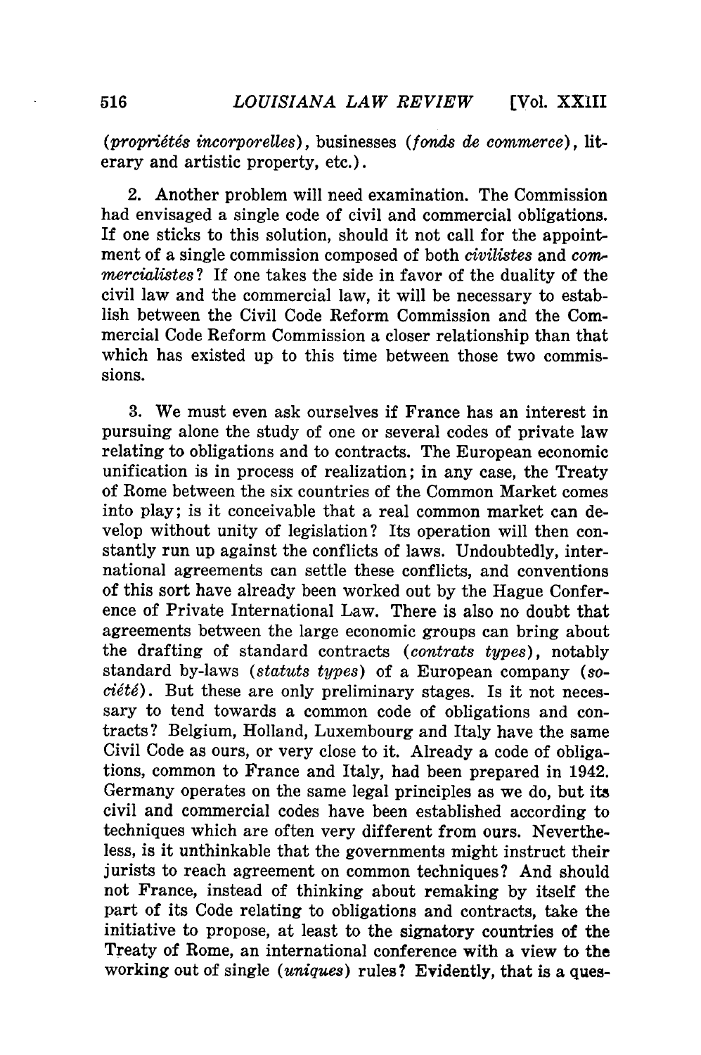(*propriétés incorporelles*), businesses (*fonds de commerce*), literary and artistic property, etc.).

2. Another problem will need examination. The Commission had envisaged a single code of civil and commercial obligations. If one sticks to this solution, should it not call for the appointment of a single commission composed of both *civilistes* and *commercialistes*? If one takes the side in favor of the duality of the civil law and the commercial law, it will be necessary to establish between the Civil Code Reform Commission and the Commercial Code Reform Commission a closer relationship than that which has existed up to this time between those two commissions.

3. We must even ask ourselves if France has an interest in pursuing alone the study of one or several codes of private law relating to obligations and to contracts. The European economic unification is in process of realization; in any case, the Treaty of Rome between the six countries of the Common Market comes into play; is it conceivable that a real common market can develop without unity of legislation? Its operation will then constantly run up against the conflicts of laws. Undoubtedly, international agreements can settle these conflicts, and conventions of this sort have already been worked out by the Hague Conference of Private International Law. There is also no doubt that agreements between the large economic groups can bring about the drafting of standard contracts (*contrats types*), notably standard by-laws (*statuts types*) of a European company (*société*). But these are only preliminary stages. Is it not necessary to tend towards a common code of obligations and contracts? Belgium, Holland, Luxembourg and Italy have the same Civil Code as ours, or very close to it. Already a code of obligations, common to France and Italy, had been prepared in 1942. Germany operates on the same legal principles as we do, but its civil and commercial codes have been established according to techniques which are often very different from ours. Nevertheless, is it unthinkable that the governments might instruct their jurists to reach agreement on common techniques? And should not France, instead of thinking about remaking by itself the part of its Code relating to obligations and contracts, take the initiative to propose, at least to the signatory countries of the Treaty of Rome, an international conference with a view to the working out of single (*uniques*) rules? Evidently, that is a ques-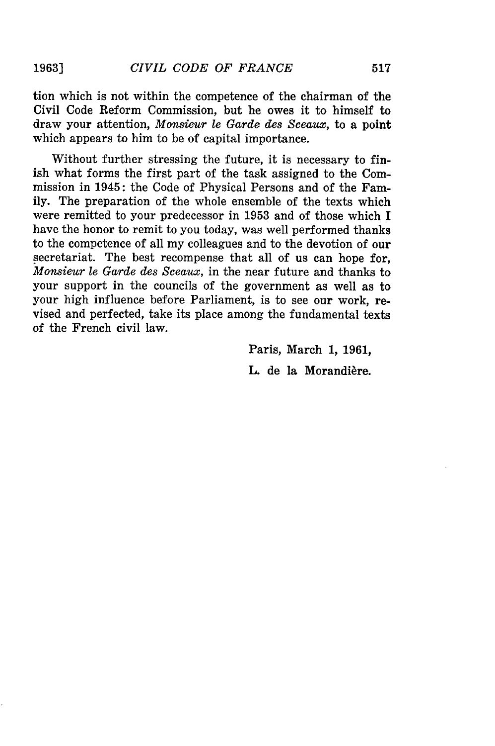tion which is not within the competence of the chairman of the Civil Code Reform Commission, but he owes it to himself to draw your attention, *Monsieur le Garde des Sceaux*, to a point which appears to him to be of capital importance.

Without further stressing the future, it is necessary to finish what forms the first part of the task assigned to the Commission in 1945: the Code of Physical Persons and of the Family. The preparation of the whole ensemble of the texts which were remitted to your predecessor in 1953 and of those which I have the honor to remit to you today, was well performed thanks to the competence of all my colleagues and to the devotion of our secretariat. The best recompense that all of us can hope for, *Monsieur le Garde des Sceaux*, in the near future and thanks to your support in the councils of the government as well as to your high influence before Parliament, is to see our work, revised and perfected, take its place among the fundamental texts of the French civil law.

Paris, March 1, 1961,

L. de la Morandière.